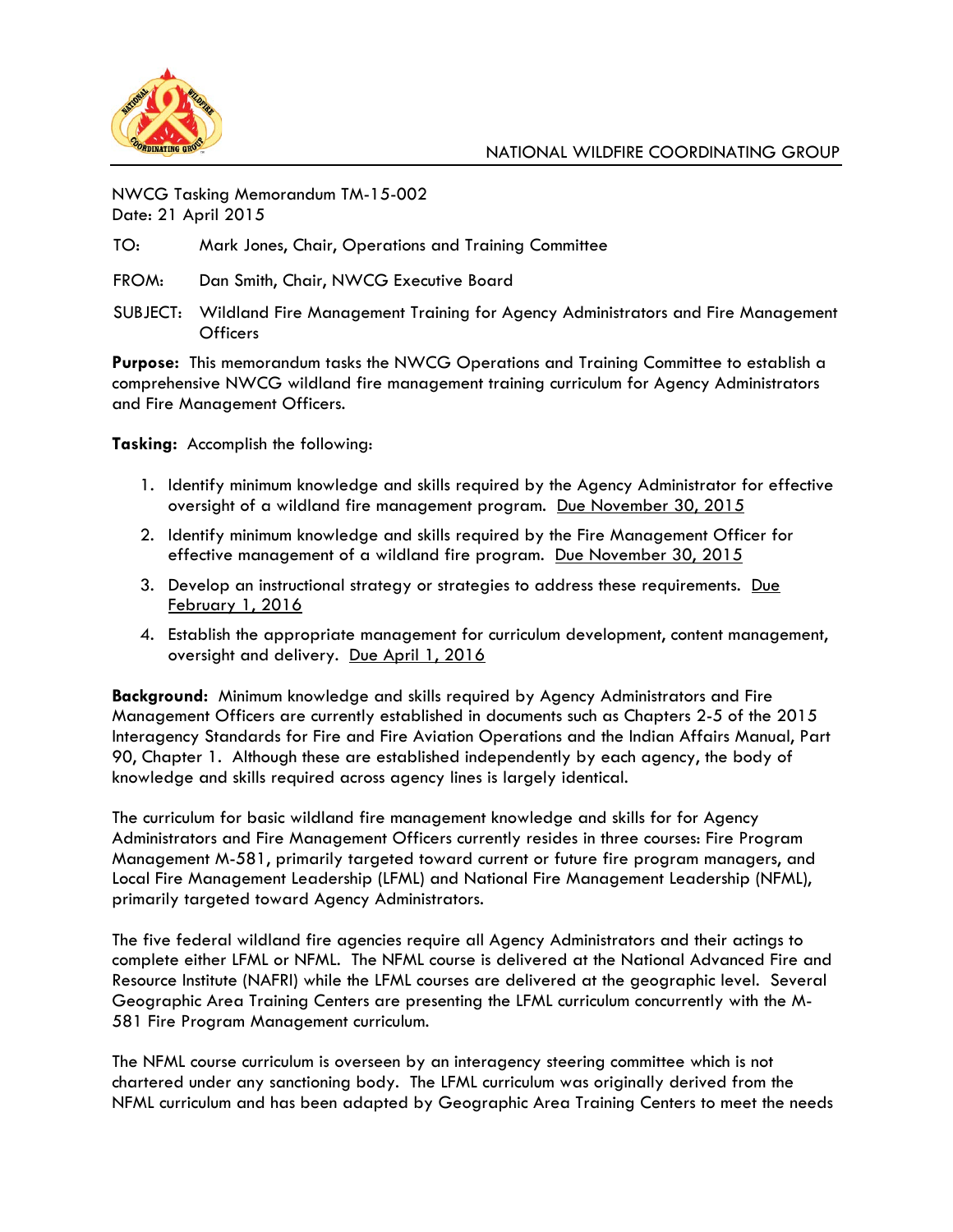NATIONAL WILDFIRE COORDINATING GROUP

NWCG Tasking Memorandum TM-15-002
Date: 21 April 2015

TO: Mark Jones, Chair, Operations and Training Committee

FROM: Dan Smith, Chair, NWCG Executive Board

SUBJECT: Wildland Fire Management Training for Agency Administrators and Fire Management Officers

**Purpose:** This memorandum tasks the NWCG Operations and Training Committee to establish a comprehensive NWCG wildland fire management training curriculum for Agency Administrators and Fire Management Officers.

**Tasking:** Accomplish the following:

1. Identify minimum knowledge and skills required by the Agency Administrator for effective oversight of a wildland fire management program. Due November 30, 2015
2. Identify minimum knowledge and skills required by the Fire Management Officer for effective management of a wildland fire program. Due November 30, 2015
3. Develop an instructional strategy or strategies to address these requirements. Due February 1, 2016
4. Establish the appropriate management for curriculum development, content management, oversight and delivery. Due April 1, 2016

**Background:** Minimum knowledge and skills required by Agency Administrators and Fire Management Officers are currently established in documents such as Chapters 2-5 of the 2015 Interagency Standards for Fire and Fire Aviation Operations and the Indian Affairs Manual, Part 90, Chapter 1. Although these are established independently by each agency, the body of knowledge and skills required across agency lines is largely identical.

The curriculum for basic wildland fire management knowledge and skills for for Agency Administrators and Fire Management Officers currently resides in three courses: Fire Program Management M-581, primarily targeted toward current or future fire program managers, and Local Fire Management Leadership (LFML) and National Fire Management Leadership (NFML), primarily targeted toward Agency Administrators.

The five federal wildland fire agencies require all Agency Administrators and their actings to complete either LFML or NFML. The NFML course is delivered at the National Advanced Fire and Resource Institute (NAFRI) while the LFML courses are delivered at the geographic level. Several Geographic Area Training Centers are presenting the LFML curriculum concurrently with the M-581 Fire Program Management curriculum.

The NFML course curriculum is overseen by an interagency steering committee which is not chartered under any sanctioning body. The LFML curriculum was originally derived from the NFML curriculum and has been adapted by Geographic Area Training Centers to meet the needs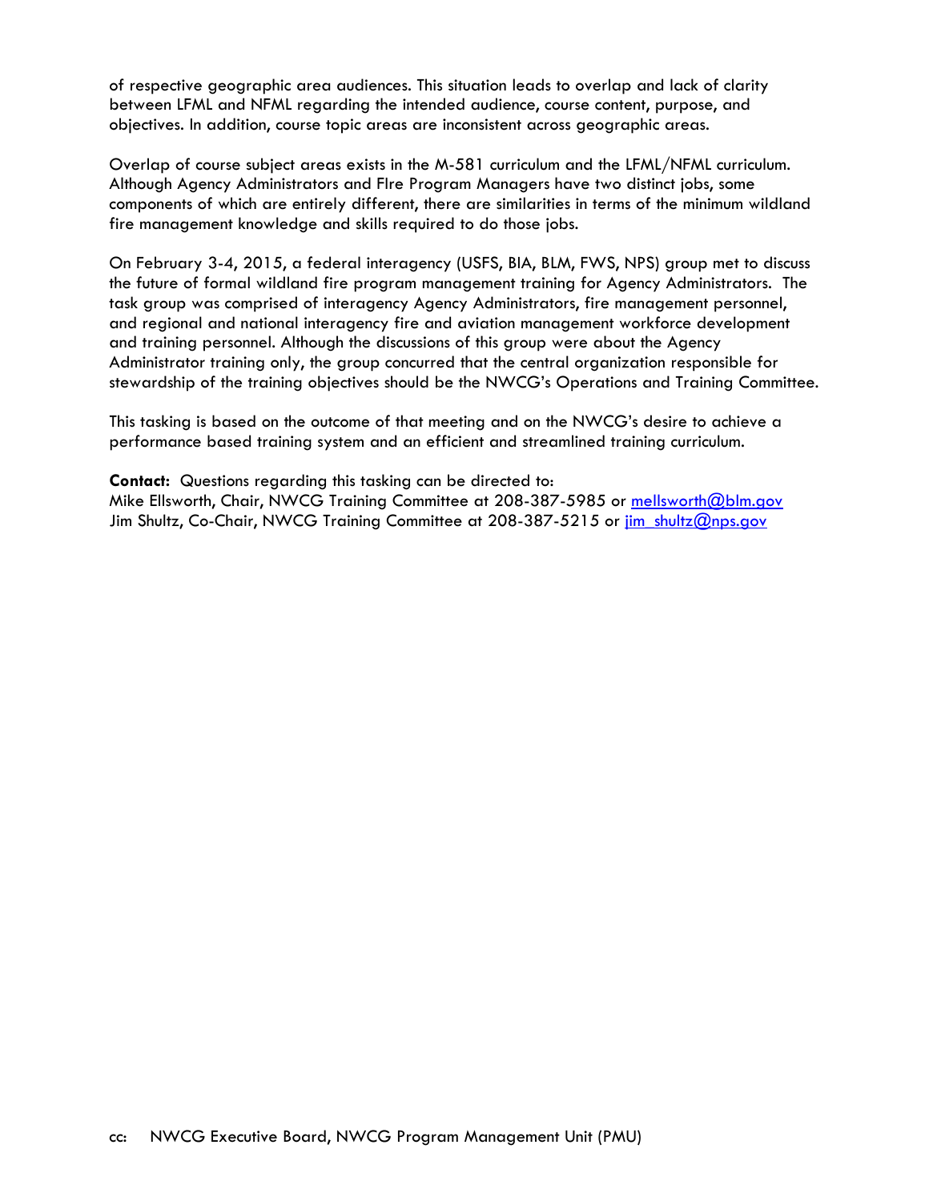of respective geographic area audiences. This situation leads to overlap and lack of clarity between LFML and NFML regarding the intended audience, course content, purpose, and objectives. In addition, course topic areas are inconsistent across geographic areas.

Overlap of course subject areas exists in the M-581 curriculum and the LFML/NFML curriculum. Although Agency Administrators and FIre Program Managers have two distinct jobs, some components of which are entirely different, there are similarities in terms of the minimum wildland fire management knowledge and skills required to do those jobs.

On February 3-4, 2015, a federal interagency (USFS, BIA, BLM, FWS, NPS) group met to discuss the future of formal wildland fire program management training for Agency Administrators. The task group was comprised of interagency Agency Administrators, fire management personnel, and regional and national interagency fire and aviation management workforce development and training personnel. Although the discussions of this group were about the Agency Administrator training only, the group concurred that the central organization responsible for stewardship of the training objectives should be the NWCG's Operations and Training Committee.

This tasking is based on the outcome of that meeting and on the NWCG's desire to achieve a performance based training system and an efficient and streamlined training curriculum.

**Contact:** Questions regarding this tasking can be directed to:
Mike Ellsworth, Chair, NWCG Training Committee at 208-387-5985 or mellsworth@blm.gov
Jim Shultz, Co-Chair, NWCG Training Committee at 208-387-5215 or jim_shultz@nps.gov

cc: NWCG Executive Board, NWCG Program Management Unit (PMU)